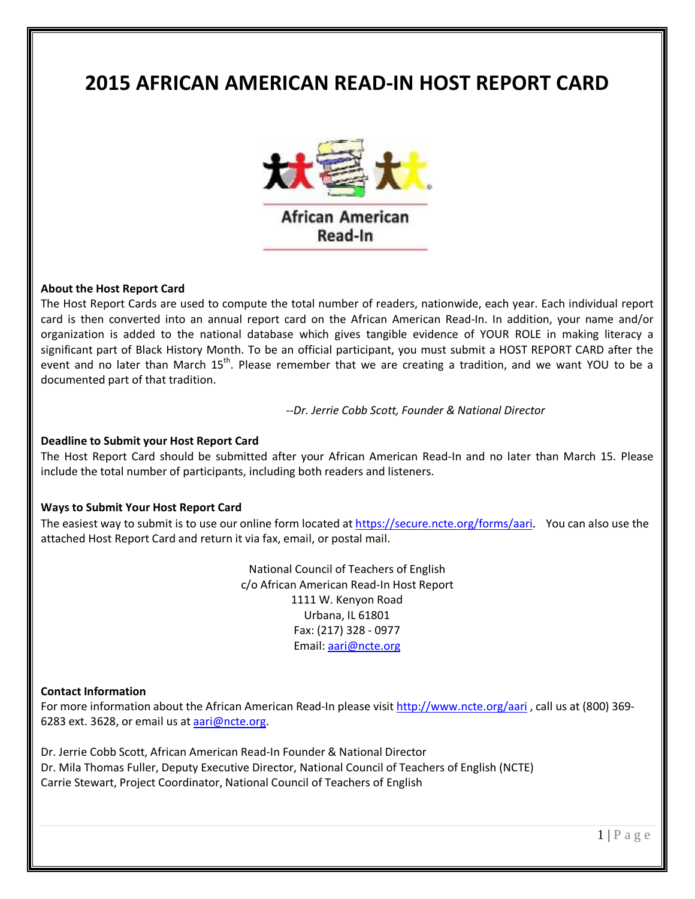# 2015 AFRICAN AMERICAN READ-IN HOST REPORT CARD

African American Read-In

### About the Host Report Card

The Host Report Cards are used to compute the total number of readers, nationwide, each year. Each individual report card is then converted into an annual report card on the African American Read-In. In addition, your name and/or organization is added to the national database which gives tangible evidence of YOUR ROLE in making literacy a significant part of Black History Month. To be an official participant, you must submit a HOST REPORT CARD after the event and no later than March 15th. Please remember that we are creating a tradition, and we want YOU to be a documented part of that tradition.

*--Dr. Jerrie Cobb Scott, Founder & National Director*

### Deadline to Submit your Host Report Card

The Host Report Card should be submitted after your African American Read-In and no later than March 15. Please include the total number of participants, including both readers and listeners.

### Ways to Submit Your Host Report Card

The easiest way to submit is to use our online form located at https://secure.ncte.org/forms/aari. You can also use the attached Host Report Card and return it via fax, email, or postal mail.

National Council of Teachers of English
c/o African American Read-In Host Report
1111 W. Kenyon Road
Urbana, IL 61801
Fax: (217) 328 - 0977
Email: aari@ncte.org

### Contact Information

For more information about the African American Read-In please visit http://www.ncte.org/aari , call us at (800) 369-6283 ext. 3628, or email us at aari@ncte.org.

Dr. Jerrie Cobb Scott, African American Read-In Founder & National Director
Dr. Mila Thomas Fuller, Deputy Executive Director, National Council of Teachers of English (NCTE)
Carrie Stewart, Project Coordinator, National Council of Teachers of English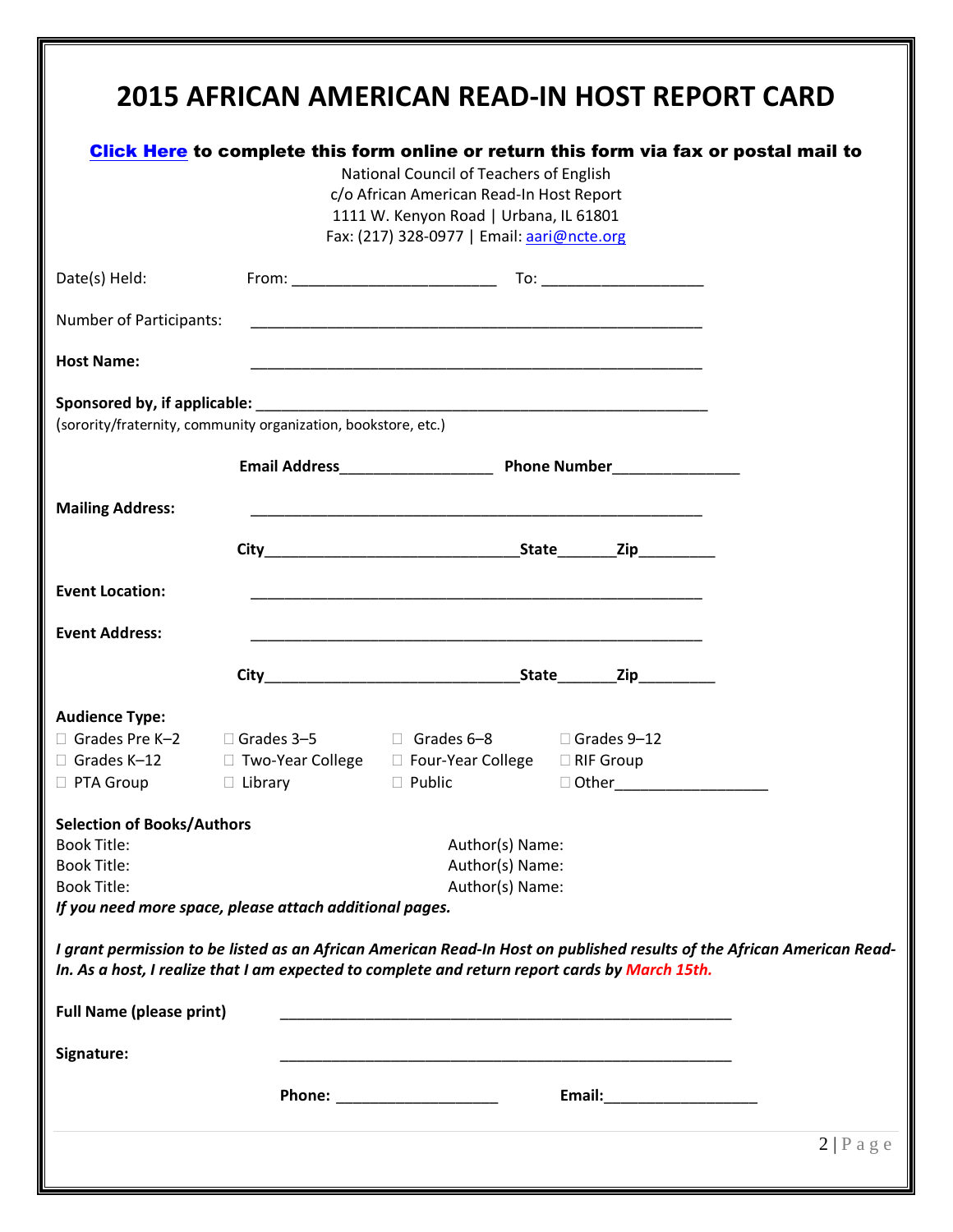# 2015 AFRICAN AMERICAN READ-IN HOST REPORT CARD

**Click Here to complete this form online or return this form via fax or postal mail to**

National Council of Teachers of English
c/o African American Read-In Host Report
1111 W. Kenyon Road | Urbana, IL 61801
Fax: (217) 328-0977 | Email: aari@ncte.org

Date(s) Held: From: ________________________ To: ___________________

Number of Participants: _____________________________________________________

**Host Name:** _____________________________________________________

**Sponsored by, if applicable:** _____________________________________________________
(sorority/fraternity, community organization, bookstore, etc.)

**Email Address**__________________ **Phone Number**______________

**Mailing Address:** _____________________________________________________

**City**_____________________________**State**_______**Zip**_________

**Event Location:** _____________________________________________________

**Event Address:** _____________________________________________________

**City**_____________________________**State**_______**Zip**_________

**Audience Type:**

- ☐ Grades Pre K–2
- ☐ Grades 3–5
- ☐ Grades 6–8
- ☐ Grades 9–12
- ☐ Grades K–12
- ☐ Two-Year College
- ☐ Four-Year College
- ☐ RIF Group
- ☐ PTA Group
- ☐ Library
- ☐ Public
- ☐ Other__________________

**Selection of Books/Authors**

Book Title: Author(s) Name:
Book Title: Author(s) Name:
Book Title: Author(s) Name:

***If you need more space, please attach additional pages.***

***I grant permission to be listed as an African American Read-In Host on published results of the African American Read-In. As a host, I realize that I am expected to complete and return report cards by March 15th.***

**Full Name (please print)** _____________________________________________________

**Signature:** _____________________________________________________

**Phone:** ___________________ **Email:**__________________